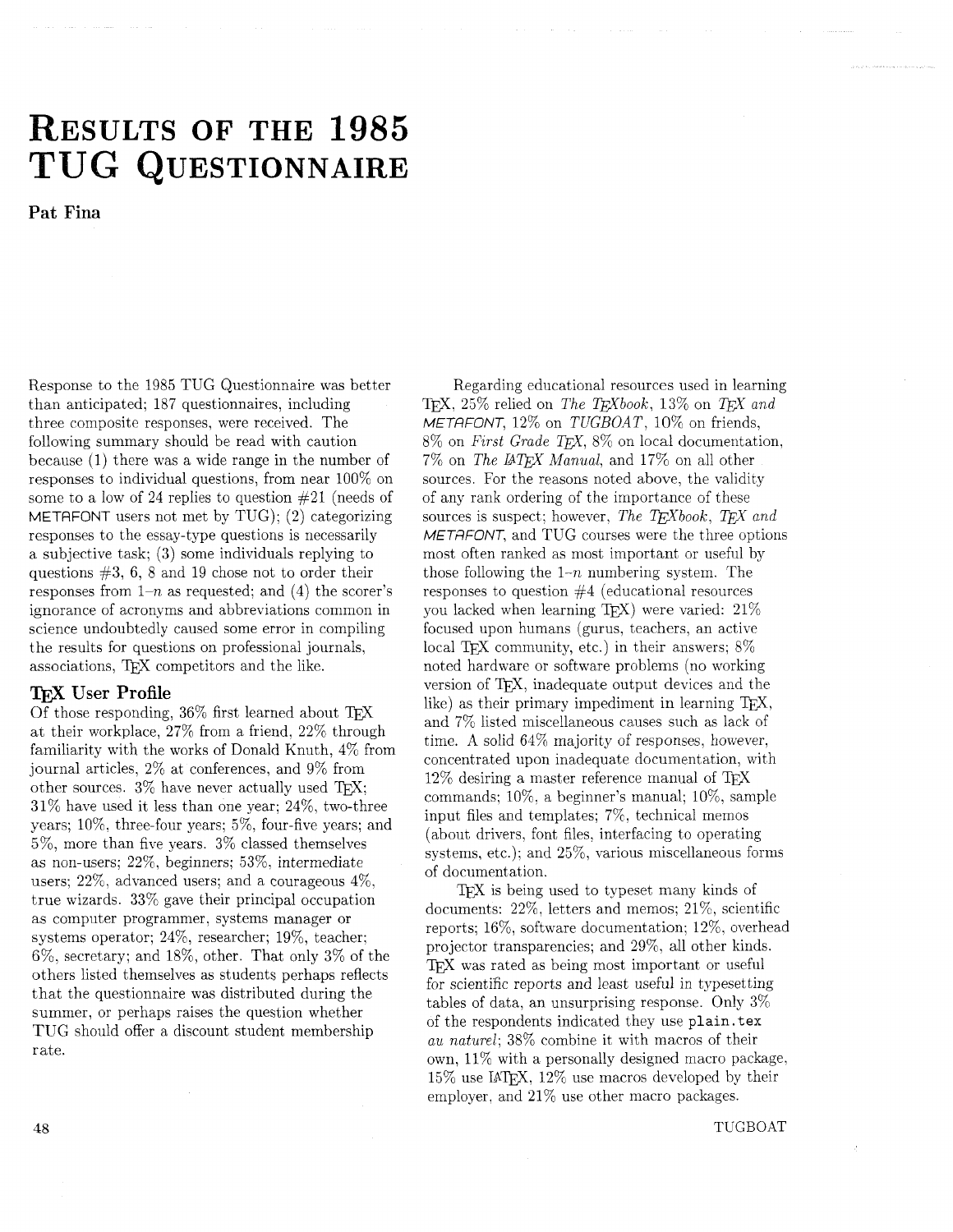# Results of the 1985 TUG Questionnaire

**Pat Fina**

Response to the 1985 TUG Questionnaire was better than anticipated; 187 questionnaires, including three composite responses, were received. The following summary should be read with caution because (1) there was a wide range in the number of responses to individual questions, from near 100% on some to a low of 24 replies to question #21 (needs of METAFONT users not met by TUG); (2) categorizing responses to the essay-type questions is necessarily a subjective task; (3) some individuals replying to questions #3, 6, 8 and 19 chose not to order their responses from 1–$n$ as requested; and (4) the scorer's ignorance of acronyms and abbreviations common in science undoubtedly caused some error in compiling the results for questions on professional journals, associations, TeX competitors and the like.

## TeX User Profile

Of those responding, 36% first learned about TeX at their workplace, 27% from a friend, 22% through familiarity with the works of Donald Knuth, 4% from journal articles, 2% at conferences, and 9% from other sources. 3% have never actually used TeX; 31% have used it less than one year; 24%, two-three years; 10%, three-four years; 5%, four-five years; and 5%, more than five years. 3% classed themselves as non-users; 22%, beginners; 53%, intermediate users; 22%, advanced users; and a courageous 4%, true wizards. 33% gave their principal occupation as computer programmer, systems manager or systems operator; 24%, researcher; 19%, teacher; 6%, secretary; and 18%, other. That only 3% of the others listed themselves as students perhaps reflects that the questionnaire was distributed during the summer, or perhaps raises the question whether TUG should offer a discount student membership rate.

Regarding educational resources used in learning TeX, 25% relied on *The TeXbook*, 13% on *TeX and METAFONT*, 12% on *TUGBOAT*, 10% on friends, 8% on *First Grade TeX*, 8% on local documentation, 7% on *The LaTeX Manual*, and 17% on all other sources. For the reasons noted above, the validity of any rank ordering of the importance of these sources is suspect; however, *The TeXbook*, *TeX and METAFONT*, and TUG courses were the three options most often ranked as most important or useful by those following the 1–$n$ numbering system. The responses to question #4 (educational resources you lacked when learning TeX) were varied: 21% focused upon humans (gurus, teachers, an active local TeX community, etc.) in their answers; 8% noted hardware or software problems (no working version of TeX, inadequate output devices and the like) as their primary impediment in learning TeX, and 7% listed miscellaneous causes such as lack of time. A solid 64% majority of responses, however, concentrated upon inadequate documentation, with 12% desiring a master reference manual of TeX commands; 10%, a beginner's manual; 10%, sample input files and templates; 7%, technical memos (about drivers, font files, interfacing to operating systems, etc.); and 25%, various miscellaneous forms of documentation.

TeX is being used to typeset many kinds of documents: 22%, letters and memos; 21%, scientific reports; 16%, software documentation; 12%, overhead projector transparencies; and 29%, all other kinds. TeX was rated as being most important or useful for scientific reports and least useful in typesetting tables of data, an unsurprising response. Only 3% of the respondents indicated they use `plain.tex` *au naturel*; 38% combine it with macros of their own, 11% with a personally designed macro package, 15% use LaTeX, 12% use macros developed by their employer, and 21% use other macro packages.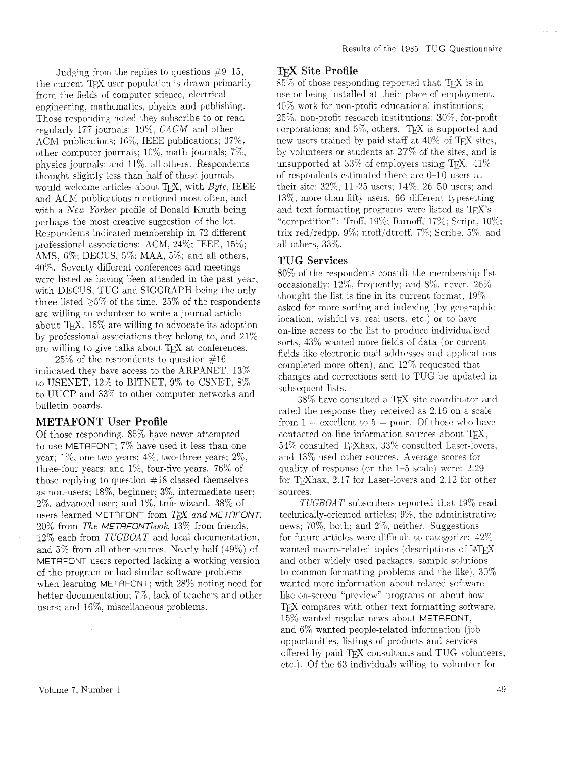Judging from the replies to questions #9–15, the current TeX user population is drawn primarily from the fields of computer science, electrical engineering, mathematics, physics and publishing. Those responding noted they subscribe to or read regularly 177 journals: 19%, *CACM* and other ACM publications; 16%, IEEE publications; 37%, other computer journals; 10%, math journals; 7%, physics journals; and 11%, all others. Respondents thought slightly less than half of these journals would welcome articles about TeX, with *Byte*, IEEE and ACM publications mentioned most often, and with a *New Yorker* profile of Donald Knuth being perhaps the most creative suggestion of the lot. Respondents indicated membership in 72 different professional associations: ACM, 24%; IEEE, 15%; AMS, 6%; DECUS, 5%; MAA, 5%; and all others, 40%. Seventy different conferences and meetings were listed as having been attended in the past year, with DECUS, TUG and SIGGRAPH being the only three listed ≥5% of the time. 25% of the respondents are willing to volunteer to write a journal article about TeX, 15% are willing to advocate its adoption by professional associations they belong to, and 21% are willing to give talks about TeX at conferences.

25% of the respondents to question #16 indicated they have access to the ARPANET, 13% to USENET, 12% to BITNET, 9% to CSNET, 8% to UUCP and 33% to other computer networks and bulletin boards.

## METAFONT User Profile

Of those responding, 85% have never attempted to use METAFONT; 7% have used it less than one year; 1%, one-two years; 4%, two-three years; 2%, three-four years; and 1%, four-five years. 76% of those replying to question #18 classed themselves as non-users; 18%, beginner; 3%, intermediate user; 2%, advanced user; and 1%, true wizard. 38% of users learned METAFONT from *TeX and METAFONT*, 20% from *The METAFONTbook*, 13% from friends, 12% each from *TUGBOAT* and local documentation, and 5% from all other sources. Nearly half (49%) of METAFONT users reported lacking a working version of the program or had similar software problems when learning METAFONT; with 28% noting need for better documentation; 7%, lack of teachers and other users; and 16%, miscellaneous problems.

## TeX Site Profile

85% of those responding reported that TeX is in use or being installed at their place of employment. 40% work for non-profit educational institutions; 25%, non-profit research institutions; 30%, for-profit corporations; and 5%, others. TeX is supported and new users trained by paid staff at 40% of TeX sites, by volunteers or students at 27% of the sites, and is unsupported at 33% of employers using TeX. 41% of respondents estimated there are 0–10 users at their site; 32%, 11–25 users; 14%, 26–50 users; and 13%, more than fifty users. 66 different typesetting and text formatting programs were listed as TeX's "competition": Troff, 19%; Runoff, 17%; Script, 10%; trix red/redpp, 9%; nroff/dtroff, 7%; Scribe, 5%; and all others, 33%.

## TUG Services

80% of the respondents consult the membership list occasionally; 12%, frequently; and 8%, never. 26% thought the list is fine in its current format, 19% asked for more sorting and indexing (by geographic location, wishful vs. real users, etc.) or to have on-line access to the list to produce individualized sorts, 43% wanted more fields of data (or current fields like electronic mail addresses and applications completed more often), and 12% requested that changes and corrections sent to TUG be updated in subsequent lists.

38% have consulted a TeX site coordinator and rated the response they received as 2.16 on a scale from 1 = excellent to 5 = poor. Of those who have contacted on-line information sources about TeX, 54% consulted TeXhax, 33% consulted Laser-lovers, and 13% used other sources. Average scores for quality of response (on the 1–5 scale) were: 2.29 for TeXhax, 2.17 for Laser-lovers and 2.12 for other sources.

*TUGBOAT* subscribers reported that 19% read technically-oriented articles; 9%, the administrative news; 70%, both; and 2%, neither. Suggestions for future articles were difficult to categorize: 42% wanted macro-related topics (descriptions of LaTeX and other widely used packages, sample solutions to common formatting problems and the like), 30% wanted more information about related software like on-screen "preview" programs or about how TeX compares with other text formatting software, 15% wanted regular news about METAFONT, and 6% wanted people-related information (job opportunities, listings of products and services offered by paid TeX consultants and TUG volunteers, etc.). Of the 63 individuals willing to volunteer for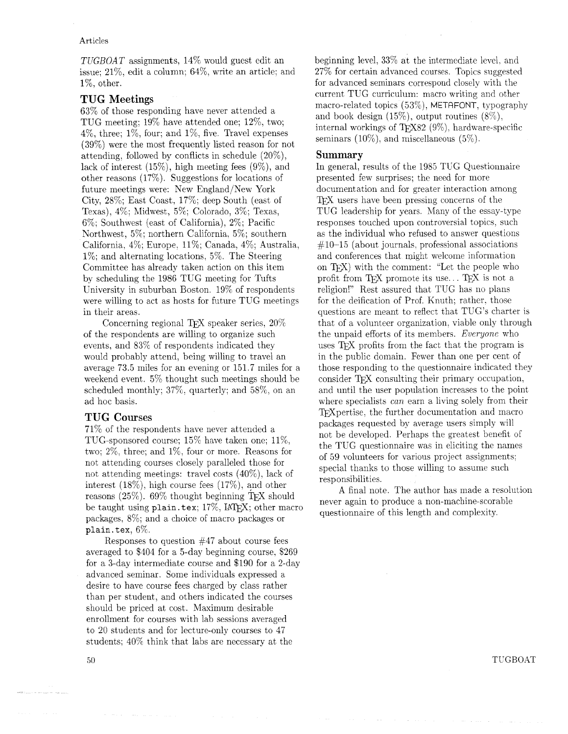*TUGBOAT* assignments, 14% would guest edit an issue; 21%, edit a column; 64%, write an article; and 1%, other.

## TUG Meetings

63% of those responding have never attended a TUG meeting; 19% have attended one; 12%, two; 4%, three; 1%, four; and 1%, five. Travel expenses (39%) were the most frequently listed reason for not attending, followed by conflicts in schedule (20%), lack of interest (15%), high meeting fees (9%), and other reasons (17%). Suggestions for locations of future meetings were: New England/New York City, 28%; East Coast, 17%; deep South (east of Texas), 4%; Midwest, 5%; Colorado, 3%; Texas, 6%; Southwest (east of California), 2%; Pacific Northwest, 5%; northern California, 5%; southern California, 4%; Europe, 11%; Canada, 4%; Australia, 1%; and alternating locations, 5%. The Steering Committee has already taken action on this item by scheduling the 1986 TUG meeting for Tufts University in suburban Boston. 19% of respondents were willing to act as hosts for future TUG meetings in their areas.

Concerning regional TeX speaker series, 20% of the respondents are willing to organize such events, and 83% of respondents indicated they would probably attend, being willing to travel an average 73.5 miles for an evening or 151.7 miles for a weekend event. 5% thought such meetings should be scheduled monthly; 37%, quarterly; and 58%, on an ad hoc basis.

## TUG Courses

71% of the respondents have never attended a TUG-sponsored course; 15% have taken one; 11%, two; 2%, three; and 1%, four or more. Reasons for not attending courses closely paralleled those for not attending meetings: travel costs (40%), lack of interest (18%), high course fees (17%), and other reasons (25%). 69% thought beginning TeX should be taught using `plain.tex`; 17%, LaTeX; other macro packages, 8%; and a choice of macro packages or `plain.tex`, 6%.

Responses to question #47 about course fees averaged to $404 for a 5-day beginning course, $269 for a 3-day intermediate course and $190 for a 2-day advanced seminar. Some individuals expressed a desire to have course fees charged by class rather than per student, and others indicated the courses should be priced at cost. Maximum desirable enrollment for courses with lab sessions averaged to 20 students and for lecture-only courses to 47 students; 40% think that labs are necessary at the beginning level, 33% at the intermediate level, and 27% for certain advanced courses. Topics suggested for advanced seminars correspond closely with the current TUG curriculum: macro writing and other macro-related topics (53%), METAFONT, typography and book design (15%), output routines (8%), internal workings of TeX82 (9%), hardware-specific seminars (10%), and miscellaneous (5%).

## Summary

In general, results of the 1985 TUG Questionnaire presented few surprises; the need for more documentation and for greater interaction among TeX users have been pressing concerns of the TUG leadership for years. Many of the essay-type responses touched upon controversial topics, such as the individual who refused to answer questions #10–15 (about journals, professional associations and conferences that might welcome information on TeX) with the comment: "Let the people who profit from TeX promote its use... TeX is not a religion!" Rest assured that TUG has no plans for the deification of Prof. Knuth; rather, those questions are meant to reflect that TUG's charter is that of a volunteer organization, viable only through the unpaid efforts of its members. *Everyone* who uses TeX profits from the fact that the program is in the public domain. Fewer than one per cent of those responding to the questionnaire indicated they consider TeX consulting their primary occupation, and until the user population increases to the point where specialists *can* earn a living solely from their TeXpertise, the further documentation and macro packages requested by average users simply will not be developed. Perhaps the greatest benefit of the TUG questionnaire was in eliciting the names of 59 volunteers for various project assignments; special thanks to those willing to assume such responsibilities.

A final note. The author has made a resolution never again to produce a non-machine-scorable questionnaire of this length and complexity.